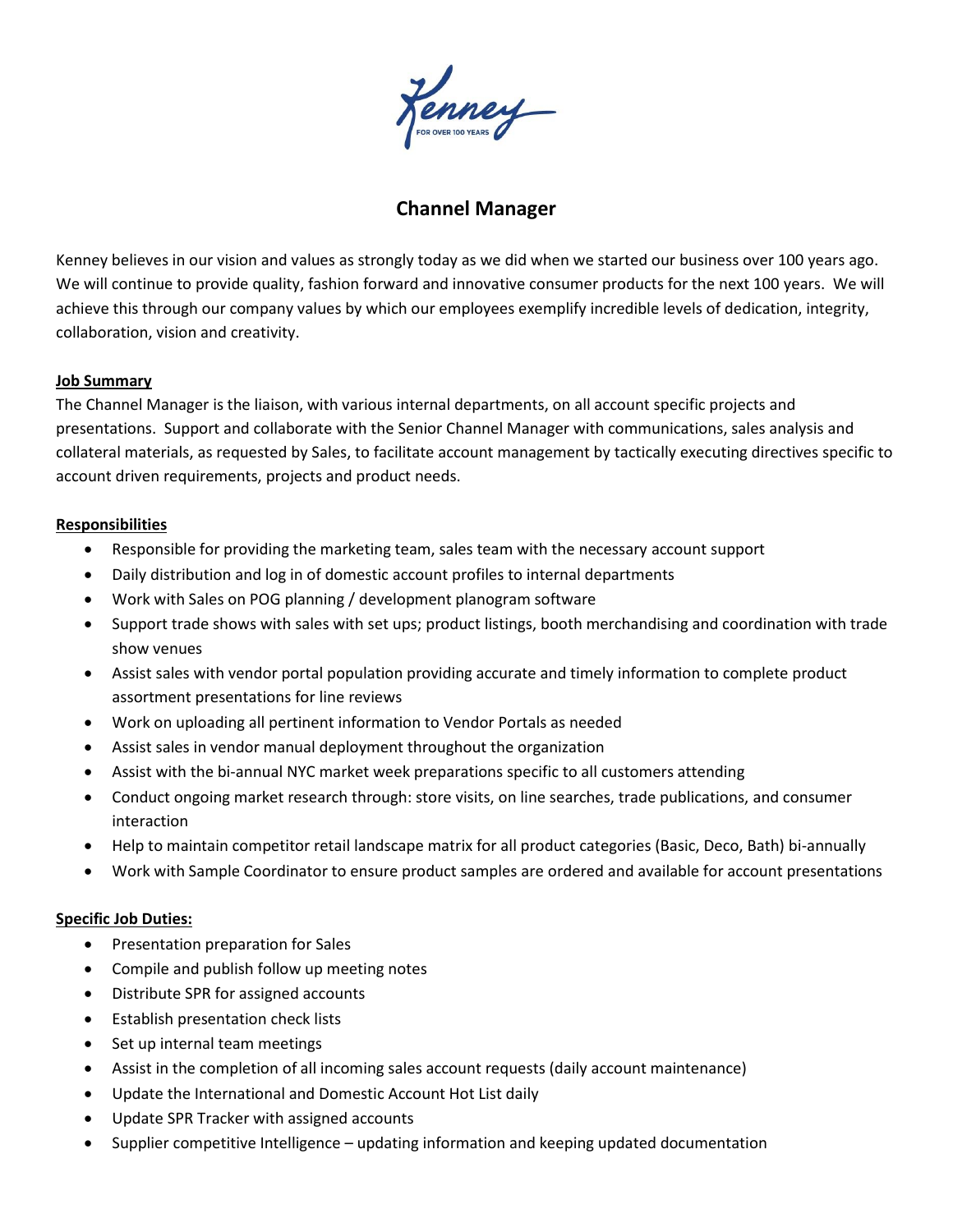# Channel Manager

Kenney believes in our vision and values as strongly today as we did when we started our business over 100 years ago. We will continue to provide quality, fashion forward and innovative consumer products for the next 100 years. We will achieve this through our company values by which our employees exemplify incredible levels of dedication, integrity, collaboration, vision and creativity.

**Job Summary**

The Channel Manager is the liaison, with various internal departments, on all account specific projects and presentations. Support and collaborate with the Senior Channel Manager with communications, sales analysis and collateral materials, as requested by Sales, to facilitate account management by tactically executing directives specific to account driven requirements, projects and product needs.

**Responsibilities**

- Responsible for providing the marketing team, sales team with the necessary account support
- Daily distribution and log in of domestic account profiles to internal departments
- Work with Sales on POG planning / development planogram software
- Support trade shows with sales with set ups; product listings, booth merchandising and coordination with trade show venues
- Assist sales with vendor portal population providing accurate and timely information to complete product assortment presentations for line reviews
- Work on uploading all pertinent information to Vendor Portals as needed
- Assist sales in vendor manual deployment throughout the organization
- Assist with the bi-annual NYC market week preparations specific to all customers attending
- Conduct ongoing market research through: store visits, on line searches, trade publications, and consumer interaction
- Help to maintain competitor retail landscape matrix for all product categories (Basic, Deco, Bath) bi-annually
- Work with Sample Coordinator to ensure product samples are ordered and available for account presentations

**Specific Job Duties:**

- Presentation preparation for Sales
- Compile and publish follow up meeting notes
- Distribute SPR for assigned accounts
- Establish presentation check lists
- Set up internal team meetings
- Assist in the completion of all incoming sales account requests (daily account maintenance)
- Update the International and Domestic Account Hot List daily
- Update SPR Tracker with assigned accounts
- Supplier competitive Intelligence – updating information and keeping updated documentation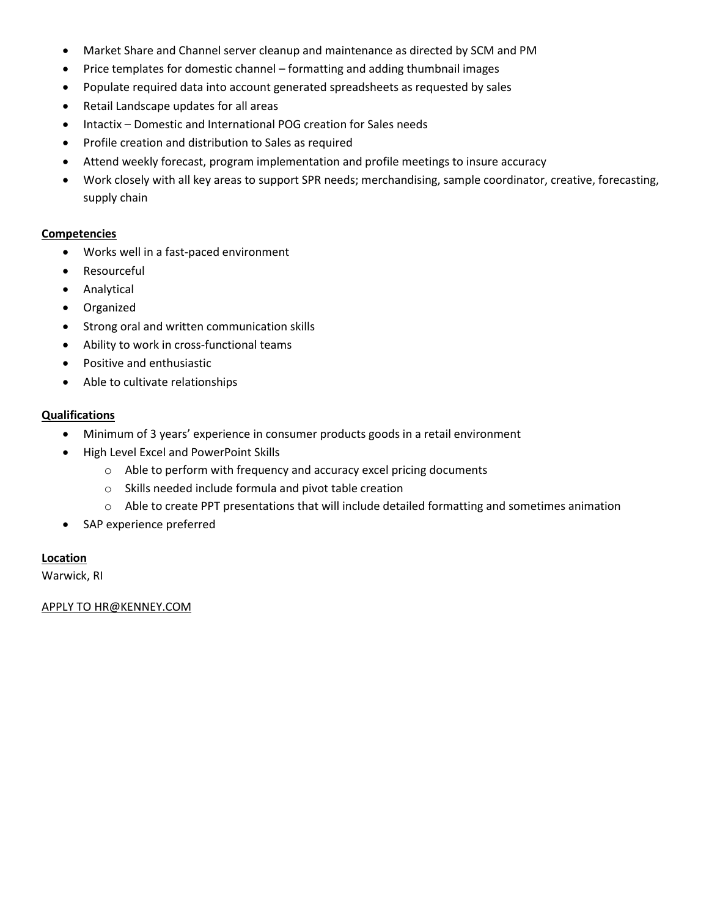- Market Share and Channel server cleanup and maintenance as directed by SCM and PM
- Price templates for domestic channel – formatting and adding thumbnail images
- Populate required data into account generated spreadsheets as requested by sales
- Retail Landscape updates for all areas
- Intactix – Domestic and International POG creation for Sales needs
- Profile creation and distribution to Sales as required
- Attend weekly forecast, program implementation and profile meetings to insure accuracy
- Work closely with all key areas to support SPR needs; merchandising, sample coordinator, creative, forecasting, supply chain

**Competencies**

- Works well in a fast-paced environment
- Resourceful
- Analytical
- Organized
- Strong oral and written communication skills
- Ability to work in cross-functional teams
- Positive and enthusiastic
- Able to cultivate relationships

**Qualifications**

- Minimum of 3 years' experience in consumer products goods in a retail environment
- High Level Excel and PowerPoint Skills
  - Able to perform with frequency and accuracy excel pricing documents
  - Skills needed include formula and pivot table creation
  - Able to create PPT presentations that will include detailed formatting and sometimes animation
- SAP experience preferred

**Location**

Warwick, RI

APPLY TO HR@KENNEY.COM